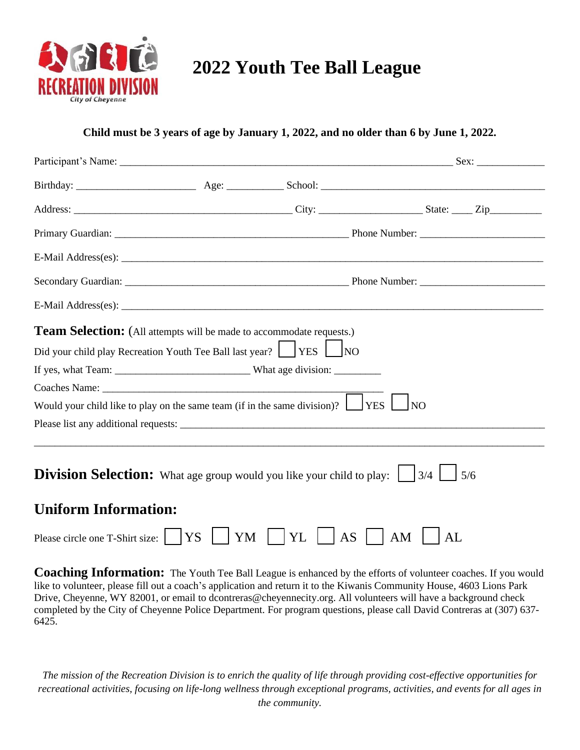RECREATION DIVISION
City of Cheyenne

# 2022 Youth Tee Ball League

**Child must be 3 years of age by January 1, 2022, and no older than 6 by June 1, 2022.**

Participant's Name: ______________________________________________ Sex: ___________

Birthday: ____________________ Age: _________ School: ________________________________

Address: ________________________________ City: _________________ State: ____ Zip_________

Primary Guardian: __________________________________ Phone Number: ____________________

E-Mail Address(es): ___________________________________________________________________

Secondary Guardian: ________________________________ Phone Number: ____________________

E-Mail Address(es): ___________________________________________________________________

**Team Selection:** (All attempts will be made to accommodate requests.)

Did your child play Recreation Youth Tee Ball last year? ☐ YES ☐ NO

If yes, what Team: _______________________ What age division: ________

Coaches Name: ___________________________________________________

Would your child like to play on the same team (if in the same division)? ☐ YES ☐ NO

Please list any additional requests: ______________________________________________________

___________________________________________________________________________________

## Division Selection: What age group would you like your child to play: ☐ 3/4 ☐ 5/6

## Uniform Information:

Please circle one T-Shirt size: ☐ YS ☐ YM ☐ YL ☐ AS ☐ AM ☐ AL

**Coaching Information:** The Youth Tee Ball League is enhanced by the efforts of volunteer coaches. If you would like to volunteer, please fill out a coach's application and return it to the Kiwanis Community House, 4603 Lions Park Drive, Cheyenne, WY 82001, or email to dcontreras@cheyennecity.org. All volunteers will have a background check completed by the City of Cheyenne Police Department. For program questions, please call David Contreras at (307) 637-6425.

*The mission of the Recreation Division is to enrich the quality of life through providing cost-effective opportunities for recreational activities, focusing on life-long wellness through exceptional programs, activities, and events for all ages in the community.*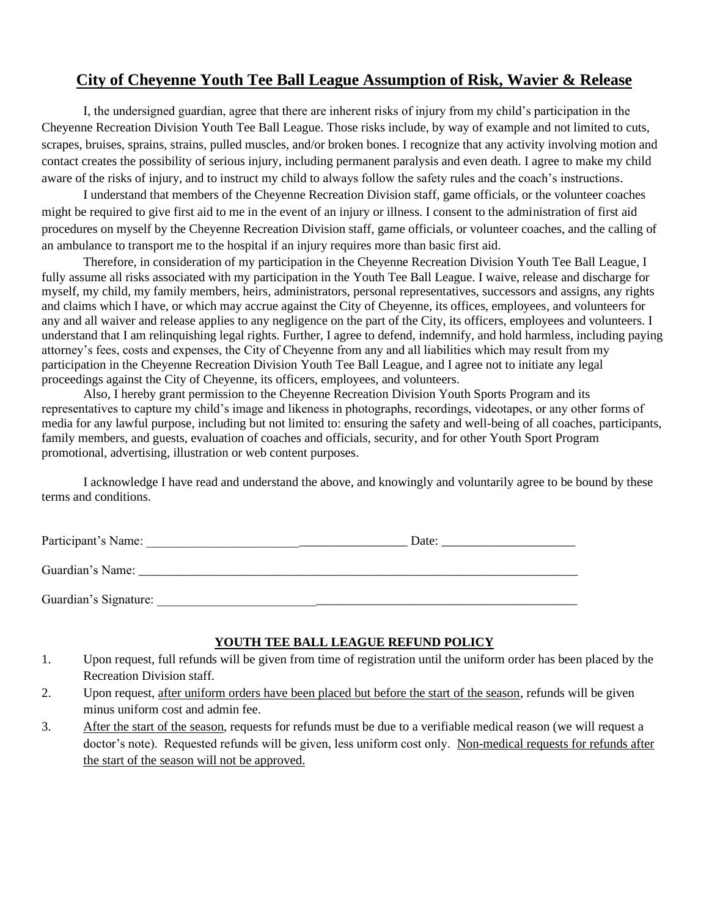## City of Cheyenne Youth Tee Ball League Assumption of Risk, Wavier & Release

I, the undersigned guardian, agree that there are inherent risks of injury from my child's participation in the Cheyenne Recreation Division Youth Tee Ball League. Those risks include, by way of example and not limited to cuts, scrapes, bruises, sprains, strains, pulled muscles, and/or broken bones. I recognize that any activity involving motion and contact creates the possibility of serious injury, including permanent paralysis and even death. I agree to make my child aware of the risks of injury, and to instruct my child to always follow the safety rules and the coach's instructions.

I understand that members of the Cheyenne Recreation Division staff, game officials, or the volunteer coaches might be required to give first aid to me in the event of an injury or illness. I consent to the administration of first aid procedures on myself by the Cheyenne Recreation Division staff, game officials, or volunteer coaches, and the calling of an ambulance to transport me to the hospital if an injury requires more than basic first aid.

Therefore, in consideration of my participation in the Cheyenne Recreation Division Youth Tee Ball League, I fully assume all risks associated with my participation in the Youth Tee Ball League. I waive, release and discharge for myself, my child, my family members, heirs, administrators, personal representatives, successors and assigns, any rights and claims which I have, or which may accrue against the City of Cheyenne, its offices, employees, and volunteers for any and all waiver and release applies to any negligence on the part of the City, its officers, employees and volunteers. I understand that I am relinquishing legal rights. Further, I agree to defend, indemnify, and hold harmless, including paying attorney's fees, costs and expenses, the City of Cheyenne from any and all liabilities which may result from my participation in the Cheyenne Recreation Division Youth Tee Ball League, and I agree not to initiate any legal proceedings against the City of Cheyenne, its officers, employees, and volunteers.

Also, I hereby grant permission to the Cheyenne Recreation Division Youth Sports Program and its representatives to capture my child's image and likeness in photographs, recordings, videotapes, or any other forms of media for any lawful purpose, including but not limited to: ensuring the safety and well-being of all coaches, participants, family members, and guests, evaluation of coaches and officials, security, and for other Youth Sport Program promotional, advertising, illustration or web content purposes.

I acknowledge I have read and understand the above, and knowingly and voluntarily agree to be bound by these terms and conditions.

Participant's Name: __________________________________________ Date: _____________________

Guardian's Name: ___________________________________________________________________________

Guardian's Signature: _______________________________________________________________________

### YOUTH TEE BALL LEAGUE REFUND POLICY

1. Upon request, full refunds will be given from time of registration until the uniform order has been placed by the Recreation Division staff.
2. Upon request, after uniform orders have been placed but before the start of the season, refunds will be given minus uniform cost and admin fee.
3. After the start of the season, requests for refunds must be due to a verifiable medical reason (we will request a doctor's note). Requested refunds will be given, less uniform cost only. Non-medical requests for refunds after the start of the season will not be approved.